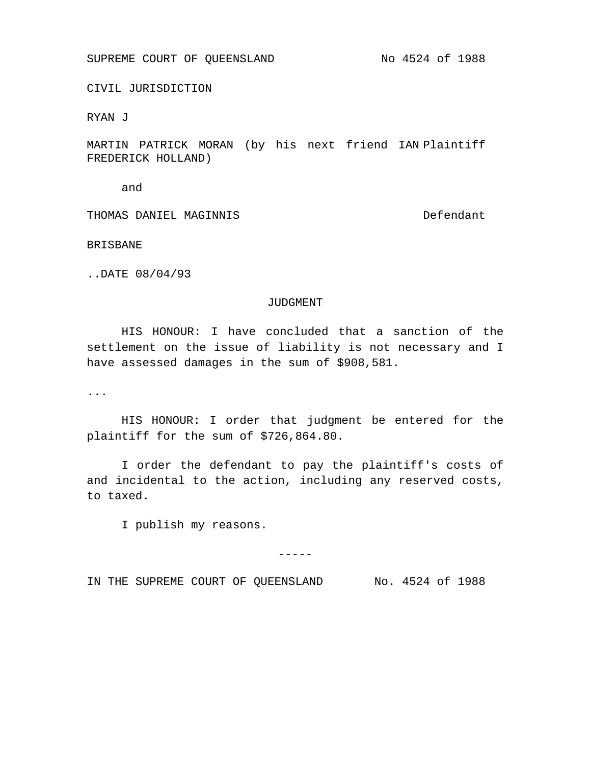SUPREME COURT OF QUEENSLAND No 4524 of 1988

CIVIL JURISDICTION

RYAN J

MARTIN PATRICK MORAN (by his next friend IAN FREDERICK HOLLAND) Plaintiff

and

THOMAS DANIEL MAGINNIS Defendant

BRISBANE

..DATE 08/04/93

# JUDGMENT

HIS HONOUR: I have concluded that a sanction of the settlement on the issue of liability is not necessary and I have assessed damages in the sum of $908,581.

...

HIS HONOUR: I order that judgment be entered for the plaintiff for the sum of $726,864.80.

I order the defendant to pay the plaintiff's costs of and incidental to the action, including any reserved costs, to taxed.

I publish my reasons.

-----

IN THE SUPREME COURT OF QUEENSLAND No. 4524 of 1988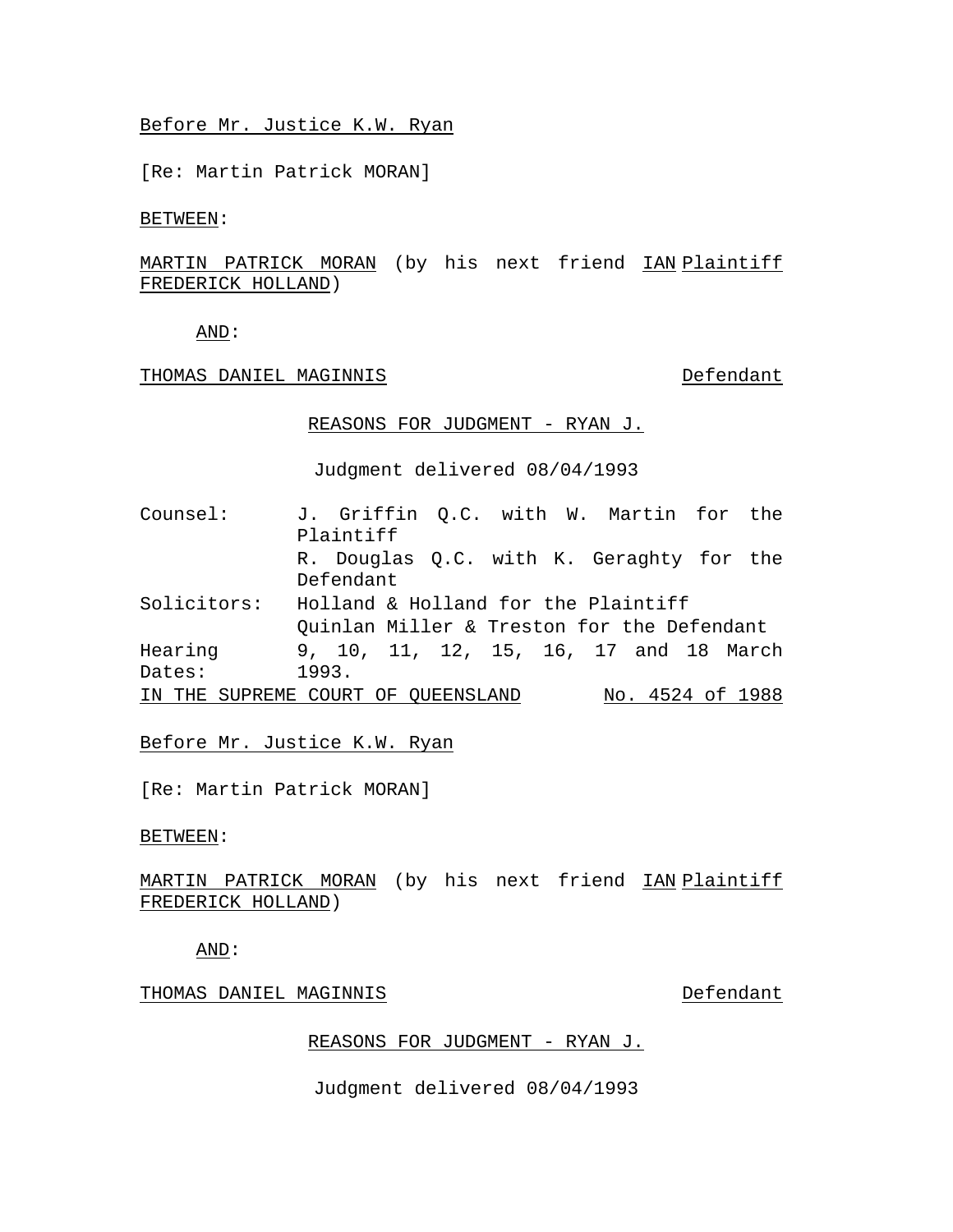Before Mr. Justice K.W. Ryan

[Re: Martin Patrick MORAN]

BETWEEN:

MARTIN PATRICK MORAN (by his next friend IAN FREDERICK HOLLAND) Plaintiff

AND:

THOMAS DANIEL MAGINNIS Defendant

REASONS FOR JUDGMENT - RYAN J.

Judgment delivered 08/04/1993

| | |
|---|---|
| Counsel: | J. Griffin Q.C. with W. Martin for the Plaintiff |
| | R. Douglas Q.C. with K. Geraghty for the Defendant |
| Solicitors: | Holland & Holland for the Plaintiff |
| | Quinlan Miller & Treston for the Defendant |
| Hearing Dates: | 9, 10, 11, 12, 15, 16, 17 and 18 March 1993. |

IN THE SUPREME COURT OF QUEENSLAND No. 4524 of 1988

Before Mr. Justice K.W. Ryan

[Re: Martin Patrick MORAN]

BETWEEN:

MARTIN PATRICK MORAN (by his next friend IAN FREDERICK HOLLAND) Plaintiff

AND:

THOMAS DANIEL MAGINNIS Defendant

REASONS FOR JUDGMENT - RYAN J.

Judgment delivered 08/04/1993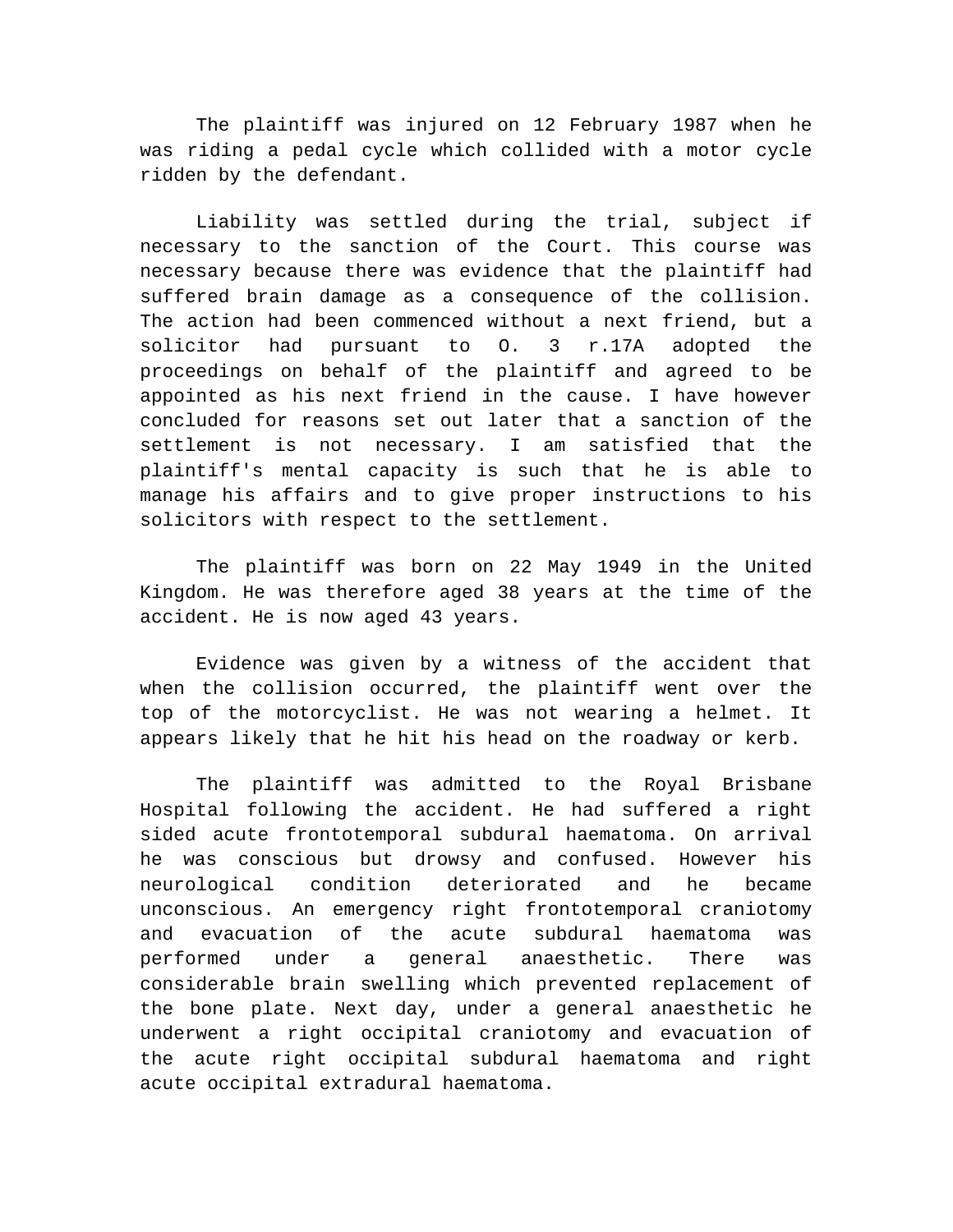The plaintiff was injured on 12 February 1987 when he was riding a pedal cycle which collided with a motor cycle ridden by the defendant.

Liability was settled during the trial, subject if necessary to the sanction of the Court. This course was necessary because there was evidence that the plaintiff had suffered brain damage as a consequence of the collision. The action had been commenced without a next friend, but a solicitor had pursuant to O. 3 r.17A adopted the proceedings on behalf of the plaintiff and agreed to be appointed as his next friend in the cause. I have however concluded for reasons set out later that a sanction of the settlement is not necessary. I am satisfied that the plaintiff's mental capacity is such that he is able to manage his affairs and to give proper instructions to his solicitors with respect to the settlement.

The plaintiff was born on 22 May 1949 in the United Kingdom. He was therefore aged 38 years at the time of the accident. He is now aged 43 years.

Evidence was given by a witness of the accident that when the collision occurred, the plaintiff went over the top of the motorcyclist. He was not wearing a helmet. It appears likely that he hit his head on the roadway or kerb.

The plaintiff was admitted to the Royal Brisbane Hospital following the accident. He had suffered a right sided acute frontotemporal subdural haematoma. On arrival he was conscious but drowsy and confused. However his neurological condition deteriorated and he became unconscious. An emergency right frontotemporal craniotomy and evacuation of the acute subdural haematoma was performed under a general anaesthetic. There was considerable brain swelling which prevented replacement of the bone plate. Next day, under a general anaesthetic he underwent a right occipital craniotomy and evacuation of the acute right occipital subdural haematoma and right acute occipital extradural haematoma.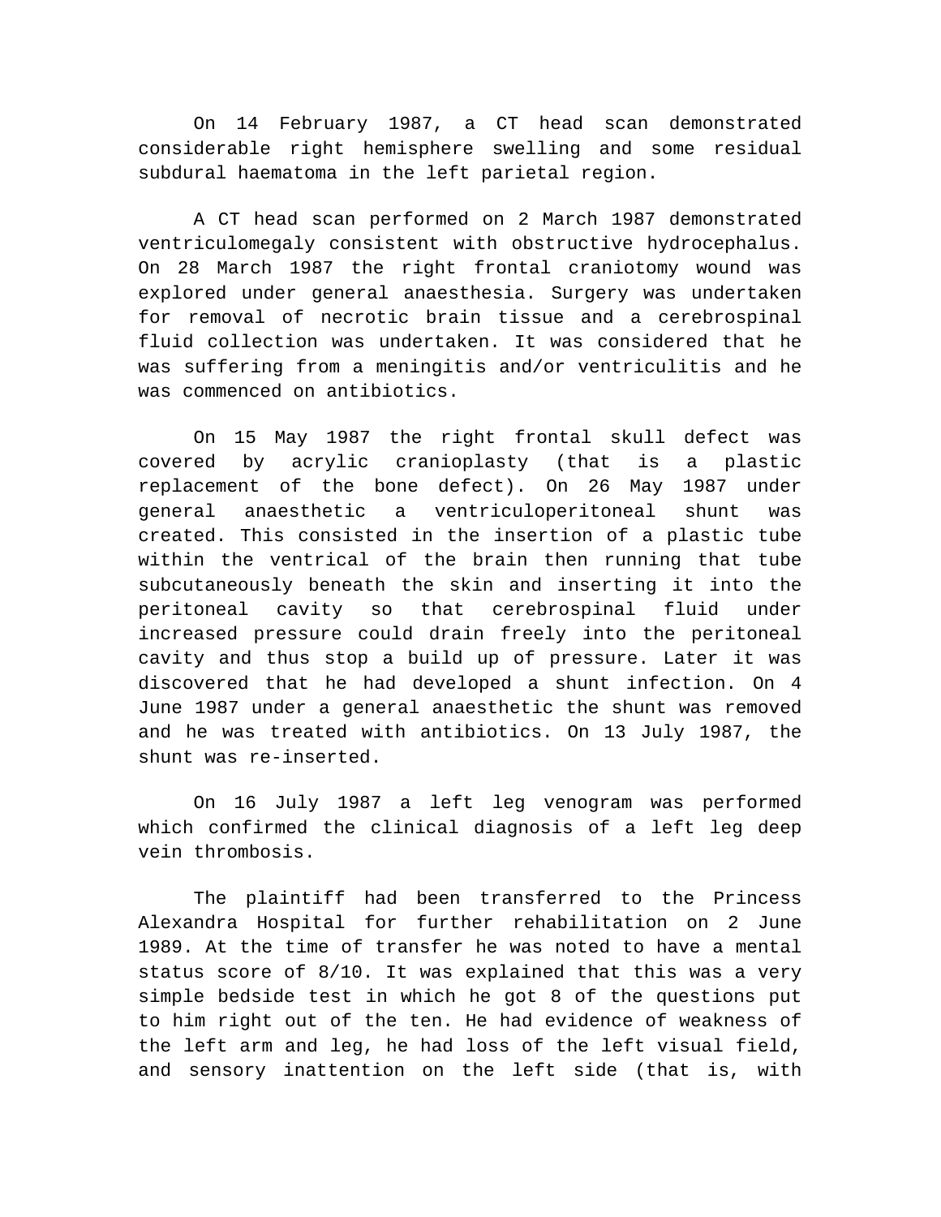On 14 February 1987, a CT head scan demonstrated considerable right hemisphere swelling and some residual subdural haematoma in the left parietal region.

A CT head scan performed on 2 March 1987 demonstrated ventriculomegaly consistent with obstructive hydrocephalus. On 28 March 1987 the right frontal craniotomy wound was explored under general anaesthesia. Surgery was undertaken for removal of necrotic brain tissue and a cerebrospinal fluid collection was undertaken. It was considered that he was suffering from a meningitis and/or ventriculitis and he was commenced on antibiotics.

On 15 May 1987 the right frontal skull defect was covered by acrylic cranioplasty (that is a plastic replacement of the bone defect). On 26 May 1987 under general anaesthetic a ventriculoperitoneal shunt was created. This consisted in the insertion of a plastic tube within the ventrical of the brain then running that tube subcutaneously beneath the skin and inserting it into the peritoneal cavity so that cerebrospinal fluid under increased pressure could drain freely into the peritoneal cavity and thus stop a build up of pressure. Later it was discovered that he had developed a shunt infection. On 4 June 1987 under a general anaesthetic the shunt was removed and he was treated with antibiotics. On 13 July 1987, the shunt was re-inserted.

On 16 July 1987 a left leg venogram was performed which confirmed the clinical diagnosis of a left leg deep vein thrombosis.

The plaintiff had been transferred to the Princess Alexandra Hospital for further rehabilitation on 2 June 1989. At the time of transfer he was noted to have a mental status score of 8/10. It was explained that this was a very simple bedside test in which he got 8 of the questions put to him right out of the ten. He had evidence of weakness of the left arm and leg, he had loss of the left visual field, and sensory inattention on the left side (that is, with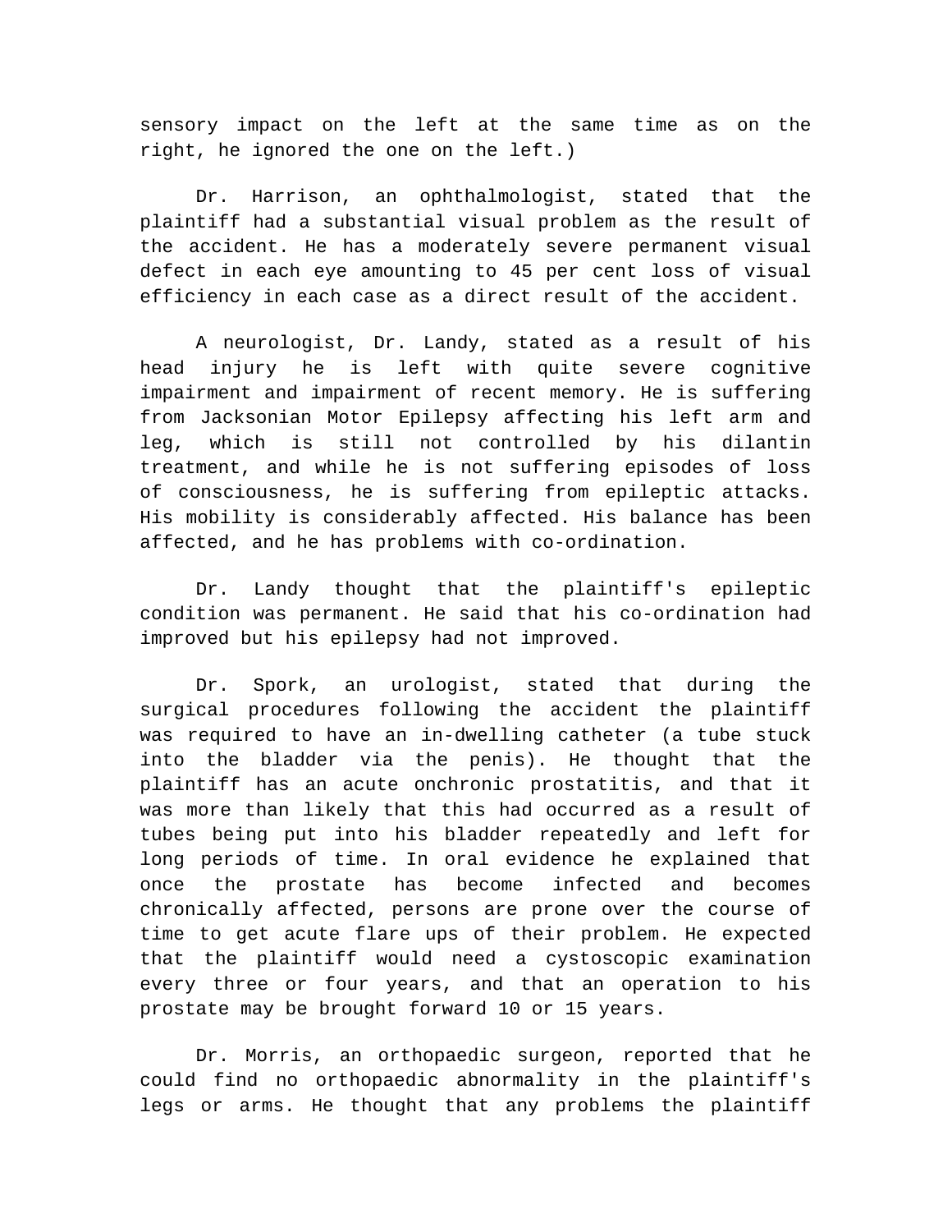sensory impact on the left at the same time as on the right, he ignored the one on the left.)

Dr. Harrison, an ophthalmologist, stated that the plaintiff had a substantial visual problem as the result of the accident. He has a moderately severe permanent visual defect in each eye amounting to 45 per cent loss of visual efficiency in each case as a direct result of the accident.

A neurologist, Dr. Landy, stated as a result of his head injury he is left with quite severe cognitive impairment and impairment of recent memory. He is suffering from Jacksonian Motor Epilepsy affecting his left arm and leg, which is still not controlled by his dilantin treatment, and while he is not suffering episodes of loss of consciousness, he is suffering from epileptic attacks. His mobility is considerably affected. His balance has been affected, and he has problems with co-ordination.

Dr. Landy thought that the plaintiff's epileptic condition was permanent. He said that his co-ordination had improved but his epilepsy had not improved.

Dr. Spork, an urologist, stated that during the surgical procedures following the accident the plaintiff was required to have an in-dwelling catheter (a tube stuck into the bladder via the penis). He thought that the plaintiff has an acute onchronic prostatitis, and that it was more than likely that this had occurred as a result of tubes being put into his bladder repeatedly and left for long periods of time. In oral evidence he explained that once the prostate has become infected and becomes chronically affected, persons are prone over the course of time to get acute flare ups of their problem. He expected that the plaintiff would need a cystoscopic examination every three or four years, and that an operation to his prostate may be brought forward 10 or 15 years.

Dr. Morris, an orthopaedic surgeon, reported that he could find no orthopaedic abnormality in the plaintiff's legs or arms. He thought that any problems the plaintiff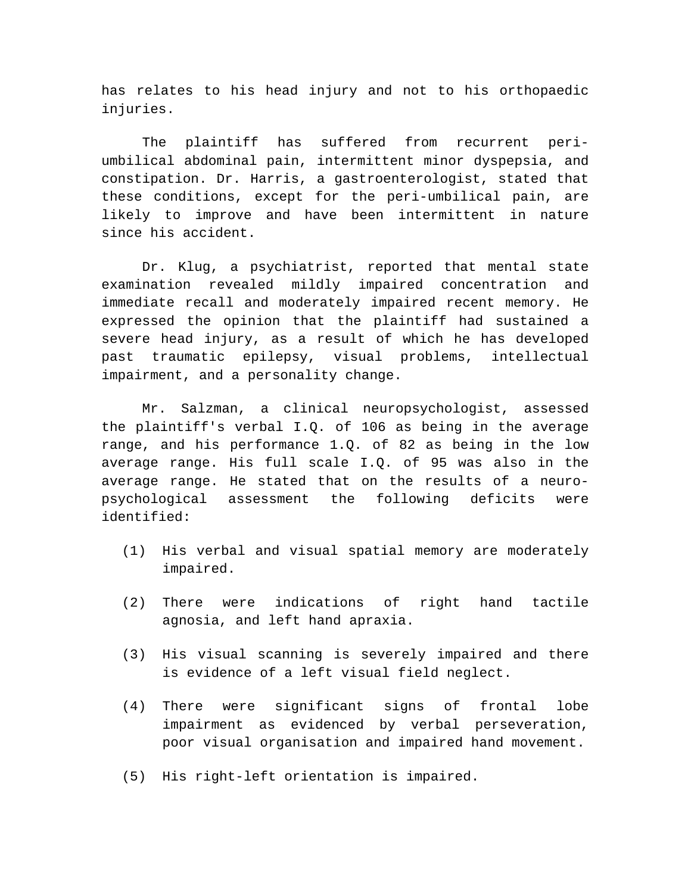has relates to his head injury and not to his orthopaedic injuries.

The plaintiff has suffered from recurrent peri-umbilical abdominal pain, intermittent minor dyspepsia, and constipation. Dr. Harris, a gastroenterologist, stated that these conditions, except for the peri-umbilical pain, are likely to improve and have been intermittent in nature since his accident.

Dr. Klug, a psychiatrist, reported that mental state examination revealed mildly impaired concentration and immediate recall and moderately impaired recent memory. He expressed the opinion that the plaintiff had sustained a severe head injury, as a result of which he has developed past traumatic epilepsy, visual problems, intellectual impairment, and a personality change.

Mr. Salzman, a clinical neuropsychologist, assessed the plaintiff's verbal I.Q. of 106 as being in the average range, and his performance 1.Q. of 82 as being in the low average range. His full scale I.Q. of 95 was also in the average range. He stated that on the results of a neuro-psychological assessment the following deficits were identified:

(1) His verbal and visual spatial memory are moderately impaired.

(2) There were indications of right hand tactile agnosia, and left hand apraxia.

(3) His visual scanning is severely impaired and there is evidence of a left visual field neglect.

(4) There were significant signs of frontal lobe impairment as evidenced by verbal perseveration, poor visual organisation and impaired hand movement.

(5) His right-left orientation is impaired.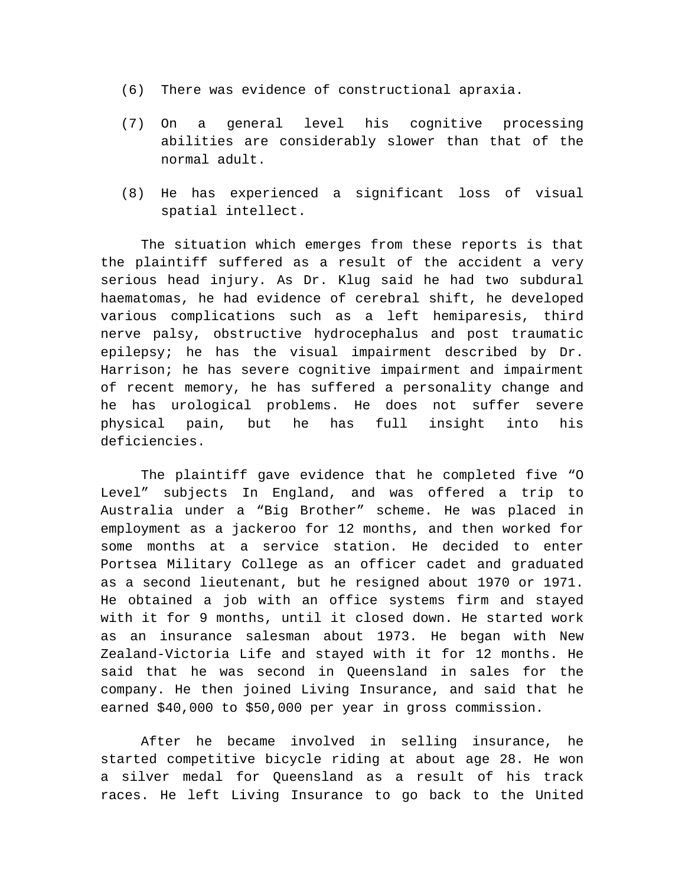(6) There was evidence of constructional apraxia.

(7) On a general level his cognitive processing abilities are considerably slower than that of the normal adult.

(8) He has experienced a significant loss of visual spatial intellect.

The situation which emerges from these reports is that the plaintiff suffered as a result of the accident a very serious head injury. As Dr. Klug said he had two subdural haematomas, he had evidence of cerebral shift, he developed various complications such as a left hemiparesis, third nerve palsy, obstructive hydrocephalus and post traumatic epilepsy; he has the visual impairment described by Dr. Harrison; he has severe cognitive impairment and impairment of recent memory, he has suffered a personality change and he has urological problems. He does not suffer severe physical pain, but he has full insight into his deficiencies.

The plaintiff gave evidence that he completed five “O Level” subjects In England, and was offered a trip to Australia under a “Big Brother” scheme. He was placed in employment as a jackeroo for 12 months, and then worked for some months at a service station. He decided to enter Portsea Military College as an officer cadet and graduated as a second lieutenant, but he resigned about 1970 or 1971. He obtained a job with an office systems firm and stayed with it for 9 months, until it closed down. He started work as an insurance salesman about 1973. He began with New Zealand-Victoria Life and stayed with it for 12 months. He said that he was second in Queensland in sales for the company. He then joined Living Insurance, and said that he earned $40,000 to $50,000 per year in gross commission.

After he became involved in selling insurance, he started competitive bicycle riding at about age 28. He won a silver medal for Queensland as a result of his track races. He left Living Insurance to go back to the United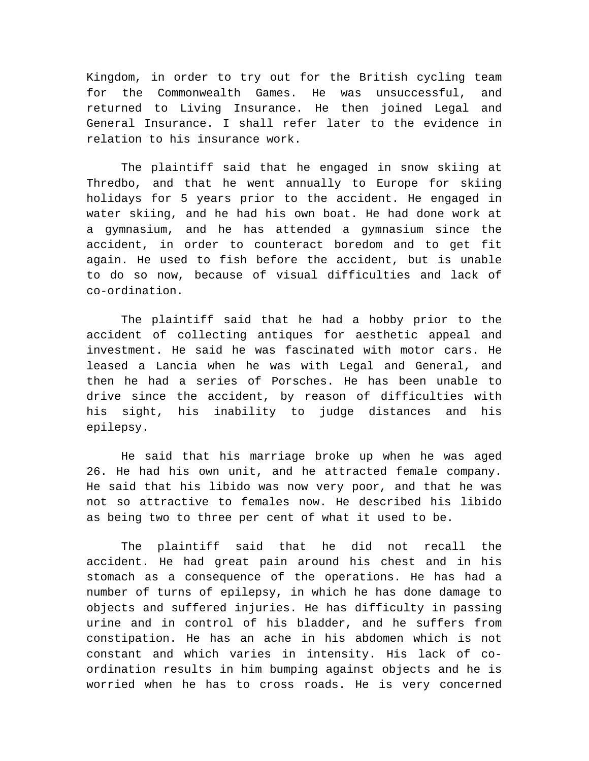Kingdom, in order to try out for the British cycling team for the Commonwealth Games. He was unsuccessful, and returned to Living Insurance. He then joined Legal and General Insurance. I shall refer later to the evidence in relation to his insurance work.

The plaintiff said that he engaged in snow skiing at Thredbo, and that he went annually to Europe for skiing holidays for 5 years prior to the accident. He engaged in water skiing, and he had his own boat. He had done work at a gymnasium, and he has attended a gymnasium since the accident, in order to counteract boredom and to get fit again. He used to fish before the accident, but is unable to do so now, because of visual difficulties and lack of co-ordination.

The plaintiff said that he had a hobby prior to the accident of collecting antiques for aesthetic appeal and investment. He said he was fascinated with motor cars. He leased a Lancia when he was with Legal and General, and then he had a series of Porsches. He has been unable to drive since the accident, by reason of difficulties with his sight, his inability to judge distances and his epilepsy.

He said that his marriage broke up when he was aged 26. He had his own unit, and he attracted female company. He said that his libido was now very poor, and that he was not so attractive to females now. He described his libido as being two to three per cent of what it used to be.

The plaintiff said that he did not recall the accident. He had great pain around his chest and in his stomach as a consequence of the operations. He has had a number of turns of epilepsy, in which he has done damage to objects and suffered injuries. He has difficulty in passing urine and in control of his bladder, and he suffers from constipation. He has an ache in his abdomen which is not constant and which varies in intensity. His lack of co-ordination results in him bumping against objects and he is worried when he has to cross roads. He is very concerned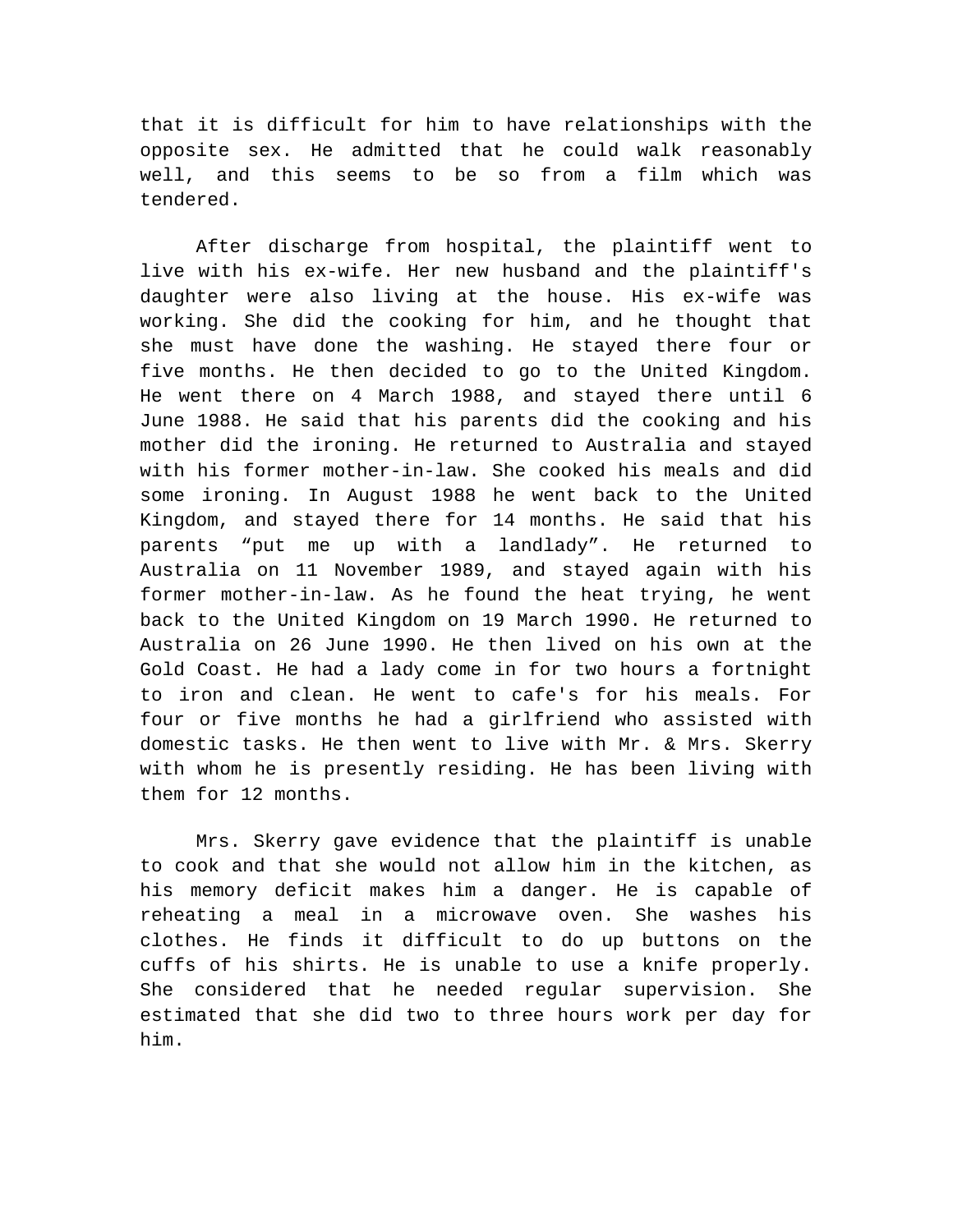that it is difficult for him to have relationships with the opposite sex. He admitted that he could walk reasonably well, and this seems to be so from a film which was tendered.

After discharge from hospital, the plaintiff went to live with his ex-wife. Her new husband and the plaintiff's daughter were also living at the house. His ex-wife was working. She did the cooking for him, and he thought that she must have done the washing. He stayed there four or five months. He then decided to go to the United Kingdom. He went there on 4 March 1988, and stayed there until 6 June 1988. He said that his parents did the cooking and his mother did the ironing. He returned to Australia and stayed with his former mother-in-law. She cooked his meals and did some ironing. In August 1988 he went back to the United Kingdom, and stayed there for 14 months. He said that his parents "put me up with a landlady". He returned to Australia on 11 November 1989, and stayed again with his former mother-in-law. As he found the heat trying, he went back to the United Kingdom on 19 March 1990. He returned to Australia on 26 June 1990. He then lived on his own at the Gold Coast. He had a lady come in for two hours a fortnight to iron and clean. He went to cafe's for his meals. For four or five months he had a girlfriend who assisted with domestic tasks. He then went to live with Mr. & Mrs. Skerry with whom he is presently residing. He has been living with them for 12 months.

Mrs. Skerry gave evidence that the plaintiff is unable to cook and that she would not allow him in the kitchen, as his memory deficit makes him a danger. He is capable of reheating a meal in a microwave oven. She washes his clothes. He finds it difficult to do up buttons on the cuffs of his shirts. He is unable to use a knife properly. She considered that he needed regular supervision. She estimated that she did two to three hours work per day for him.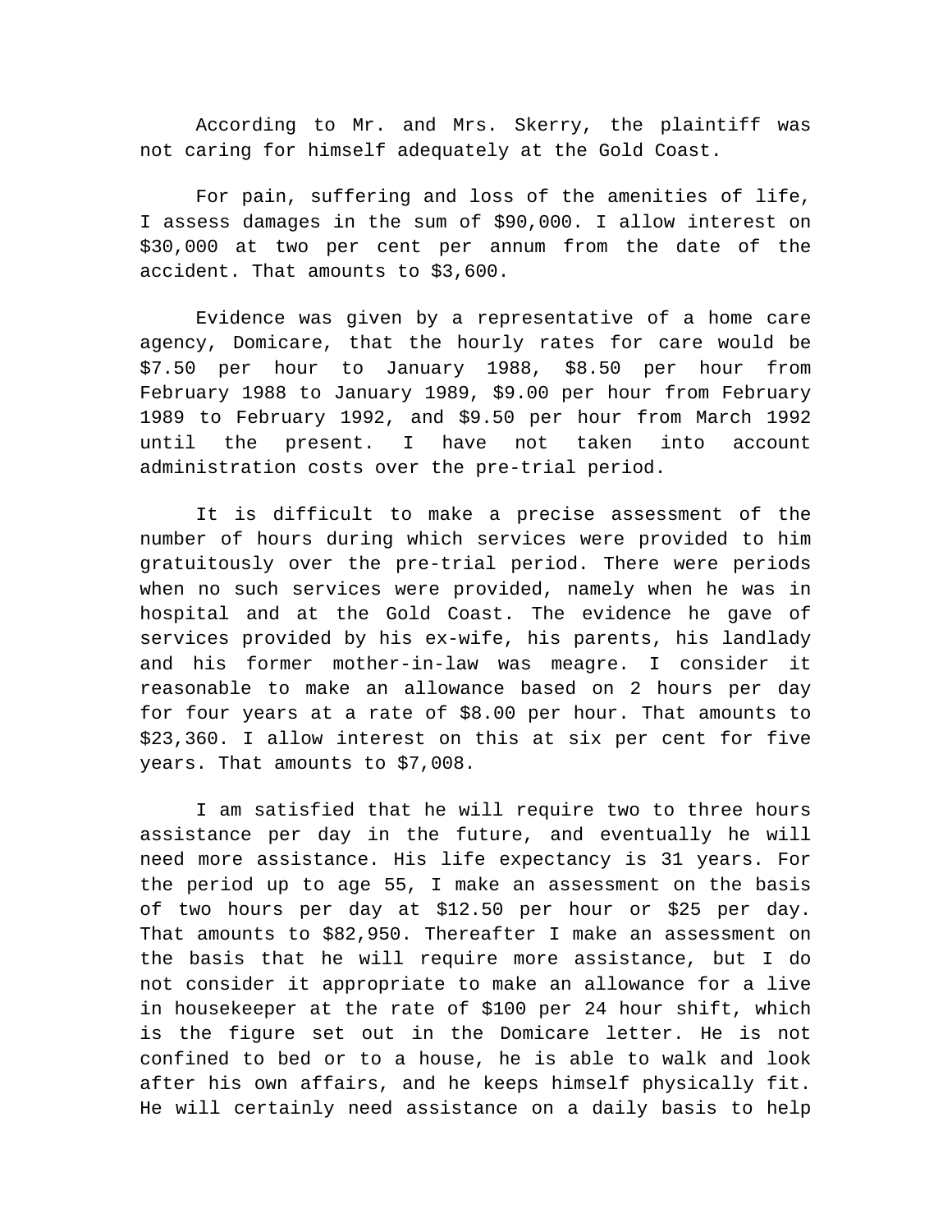According to Mr. and Mrs. Skerry, the plaintiff was not caring for himself adequately at the Gold Coast.

For pain, suffering and loss of the amenities of life, I assess damages in the sum of $90,000. I allow interest on $30,000 at two per cent per annum from the date of the accident. That amounts to $3,600.

Evidence was given by a representative of a home care agency, Domicare, that the hourly rates for care would be $7.50 per hour to January 1988, $8.50 per hour from February 1988 to January 1989, $9.00 per hour from February 1989 to February 1992, and $9.50 per hour from March 1992 until the present. I have not taken into account administration costs over the pre-trial period.

It is difficult to make a precise assessment of the number of hours during which services were provided to him gratuitously over the pre-trial period. There were periods when no such services were provided, namely when he was in hospital and at the Gold Coast. The evidence he gave of services provided by his ex-wife, his parents, his landlady and his former mother-in-law was meagre. I consider it reasonable to make an allowance based on 2 hours per day for four years at a rate of $8.00 per hour. That amounts to $23,360. I allow interest on this at six per cent for five years. That amounts to $7,008.

I am satisfied that he will require two to three hours assistance per day in the future, and eventually he will need more assistance. His life expectancy is 31 years. For the period up to age 55, I make an assessment on the basis of two hours per day at $12.50 per hour or $25 per day. That amounts to $82,950. Thereafter I make an assessment on the basis that he will require more assistance, but I do not consider it appropriate to make an allowance for a live in housekeeper at the rate of $100 per 24 hour shift, which is the figure set out in the Domicare letter. He is not confined to bed or to a house, he is able to walk and look after his own affairs, and he keeps himself physically fit. He will certainly need assistance on a daily basis to help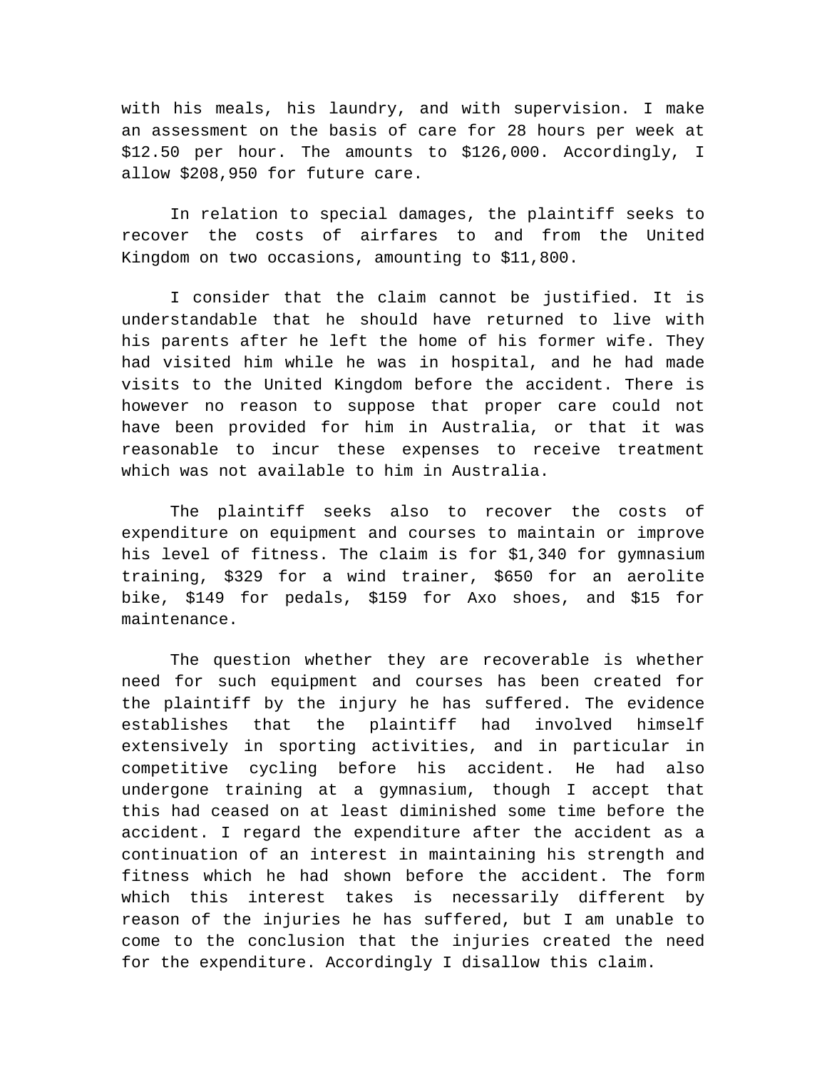with his meals, his laundry, and with supervision. I make an assessment on the basis of care for 28 hours per week at $12.50 per hour. The amounts to $126,000. Accordingly, I allow $208,950 for future care.

In relation to special damages, the plaintiff seeks to recover the costs of airfares to and from the United Kingdom on two occasions, amounting to $11,800.

I consider that the claim cannot be justified. It is understandable that he should have returned to live with his parents after he left the home of his former wife. They had visited him while he was in hospital, and he had made visits to the United Kingdom before the accident. There is however no reason to suppose that proper care could not have been provided for him in Australia, or that it was reasonable to incur these expenses to receive treatment which was not available to him in Australia.

The plaintiff seeks also to recover the costs of expenditure on equipment and courses to maintain or improve his level of fitness. The claim is for $1,340 for gymnasium training, $329 for a wind trainer, $650 for an aerolite bike, $149 for pedals, $159 for Axo shoes, and $15 for maintenance.

The question whether they are recoverable is whether need for such equipment and courses has been created for the plaintiff by the injury he has suffered. The evidence establishes that the plaintiff had involved himself extensively in sporting activities, and in particular in competitive cycling before his accident. He had also undergone training at a gymnasium, though I accept that this had ceased on at least diminished some time before the accident. I regard the expenditure after the accident as a continuation of an interest in maintaining his strength and fitness which he had shown before the accident. The form which this interest takes is necessarily different by reason of the injuries he has suffered, but I am unable to come to the conclusion that the injuries created the need for the expenditure. Accordingly I disallow this claim.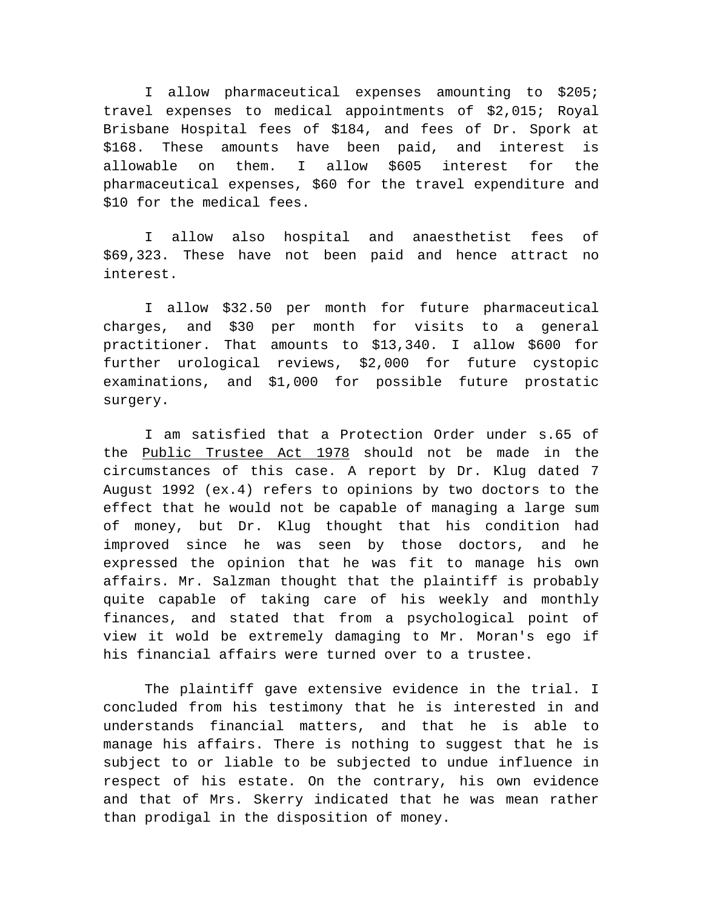I allow pharmaceutical expenses amounting to $205; travel expenses to medical appointments of $2,015; Royal Brisbane Hospital fees of $184, and fees of Dr. Spork at $168. These amounts have been paid, and interest is allowable on them. I allow $605 interest for the pharmaceutical expenses, $60 for the travel expenditure and $10 for the medical fees.

I allow also hospital and anaesthetist fees of $69,323. These have not been paid and hence attract no interest.

I allow $32.50 per month for future pharmaceutical charges, and $30 per month for visits to a general practitioner. That amounts to $13,340. I allow $600 for further urological reviews, $2,000 for future cystopic examinations, and $1,000 for possible future prostatic surgery.

I am satisfied that a Protection Order under s.65 of the Public Trustee Act 1978 should not be made in the circumstances of this case. A report by Dr. Klug dated 7 August 1992 (ex.4) refers to opinions by two doctors to the effect that he would not be capable of managing a large sum of money, but Dr. Klug thought that his condition had improved since he was seen by those doctors, and he expressed the opinion that he was fit to manage his own affairs. Mr. Salzman thought that the plaintiff is probably quite capable of taking care of his weekly and monthly finances, and stated that from a psychological point of view it wold be extremely damaging to Mr. Moran's ego if his financial affairs were turned over to a trustee.

The plaintiff gave extensive evidence in the trial. I concluded from his testimony that he is interested in and understands financial matters, and that he is able to manage his affairs. There is nothing to suggest that he is subject to or liable to be subjected to undue influence in respect of his estate. On the contrary, his own evidence and that of Mrs. Skerry indicated that he was mean rather than prodigal in the disposition of money.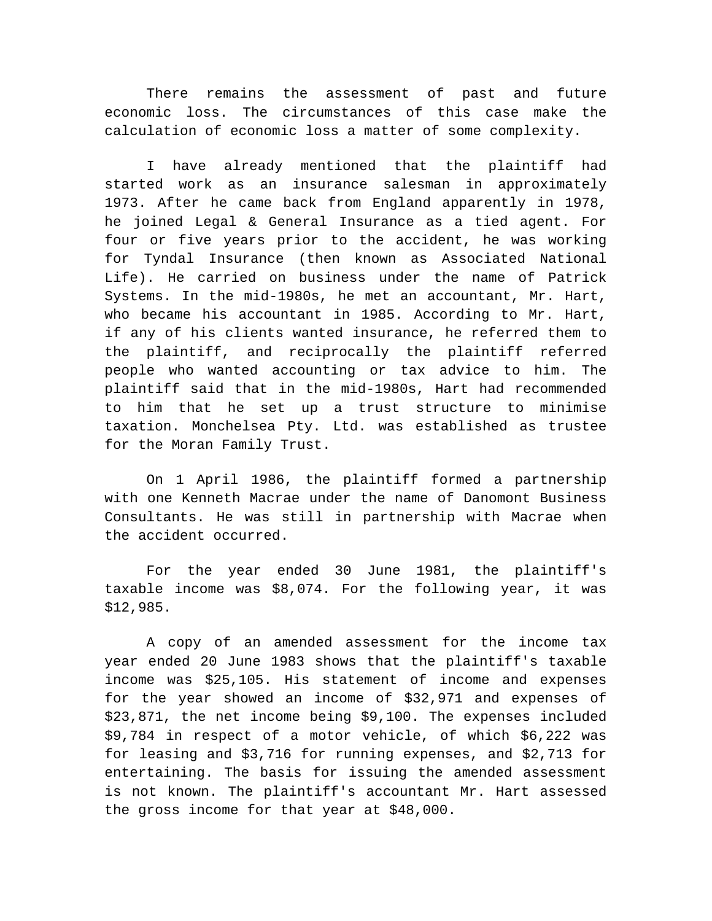There remains the assessment of past and future economic loss. The circumstances of this case make the calculation of economic loss a matter of some complexity.

I have already mentioned that the plaintiff had started work as an insurance salesman in approximately 1973. After he came back from England apparently in 1978, he joined Legal & General Insurance as a tied agent. For four or five years prior to the accident, he was working for Tyndal Insurance (then known as Associated National Life). He carried on business under the name of Patrick Systems. In the mid-1980s, he met an accountant, Mr. Hart, who became his accountant in 1985. According to Mr. Hart, if any of his clients wanted insurance, he referred them to the plaintiff, and reciprocally the plaintiff referred people who wanted accounting or tax advice to him. The plaintiff said that in the mid-1980s, Hart had recommended to him that he set up a trust structure to minimise taxation. Monchelsea Pty. Ltd. was established as trustee for the Moran Family Trust.

On 1 April 1986, the plaintiff formed a partnership with one Kenneth Macrae under the name of Danomont Business Consultants. He was still in partnership with Macrae when the accident occurred.

For the year ended 30 June 1981, the plaintiff's taxable income was $8,074. For the following year, it was $12,985.

A copy of an amended assessment for the income tax year ended 20 June 1983 shows that the plaintiff's taxable income was $25,105. His statement of income and expenses for the year showed an income of $32,971 and expenses of $23,871, the net income being $9,100. The expenses included $9,784 in respect of a motor vehicle, of which $6,222 was for leasing and $3,716 for running expenses, and $2,713 for entertaining. The basis for issuing the amended assessment is not known. The plaintiff's accountant Mr. Hart assessed the gross income for that year at $48,000.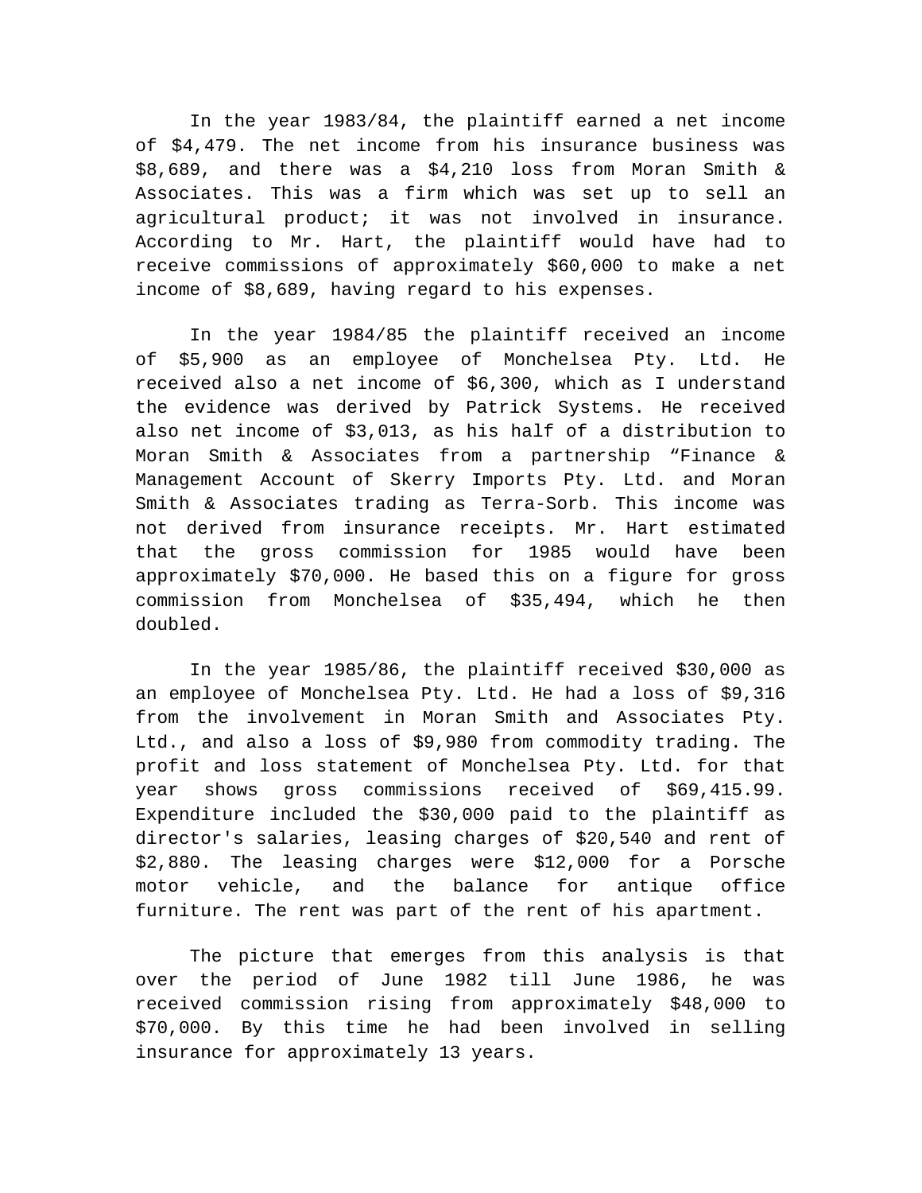In the year 1983/84, the plaintiff earned a net income of $4,479. The net income from his insurance business was $8,689, and there was a $4,210 loss from Moran Smith & Associates. This was a firm which was set up to sell an agricultural product; it was not involved in insurance. According to Mr. Hart, the plaintiff would have had to receive commissions of approximately $60,000 to make a net income of $8,689, having regard to his expenses.

In the year 1984/85 the plaintiff received an income of $5,900 as an employee of Monchelsea Pty. Ltd. He received also a net income of $6,300, which as I understand the evidence was derived by Patrick Systems. He received also net income of $3,013, as his half of a distribution to Moran Smith & Associates from a partnership "Finance & Management Account of Skerry Imports Pty. Ltd. and Moran Smith & Associates trading as Terra-Sorb. This income was not derived from insurance receipts. Mr. Hart estimated that the gross commission for 1985 would have been approximately $70,000. He based this on a figure for gross commission from Monchelsea of $35,494, which he then doubled.

In the year 1985/86, the plaintiff received $30,000 as an employee of Monchelsea Pty. Ltd. He had a loss of $9,316 from the involvement in Moran Smith and Associates Pty. Ltd., and also a loss of $9,980 from commodity trading. The profit and loss statement of Monchelsea Pty. Ltd. for that year shows gross commissions received of $69,415.99. Expenditure included the $30,000 paid to the plaintiff as director's salaries, leasing charges of $20,540 and rent of $2,880. The leasing charges were $12,000 for a Porsche motor vehicle, and the balance for antique office furniture. The rent was part of the rent of his apartment.

The picture that emerges from this analysis is that over the period of June 1982 till June 1986, he was received commission rising from approximately $48,000 to $70,000. By this time he had been involved in selling insurance for approximately 13 years.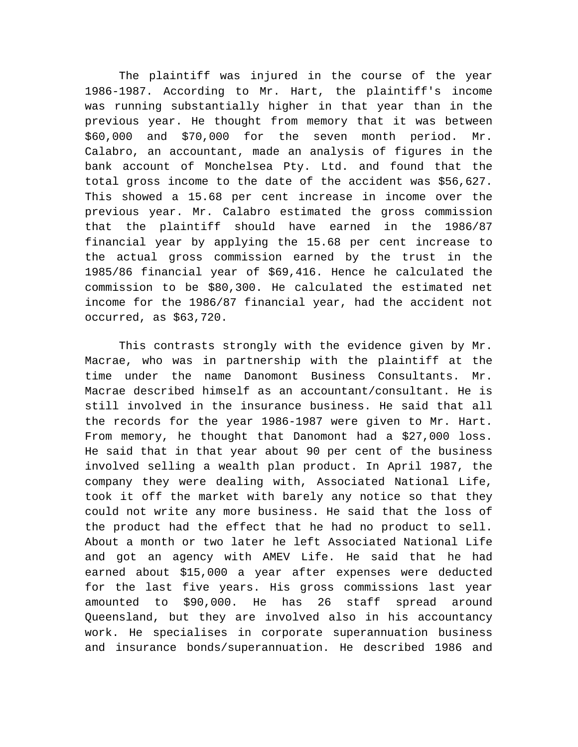The plaintiff was injured in the course of the year 1986-1987. According to Mr. Hart, the plaintiff's income was running substantially higher in that year than in the previous year. He thought from memory that it was between $60,000 and $70,000 for the seven month period. Mr. Calabro, an accountant, made an analysis of figures in the bank account of Monchelsea Pty. Ltd. and found that the total gross income to the date of the accident was $56,627. This showed a 15.68 per cent increase in income over the previous year. Mr. Calabro estimated the gross commission that the plaintiff should have earned in the 1986/87 financial year by applying the 15.68 per cent increase to the actual gross commission earned by the trust in the 1985/86 financial year of $69,416. Hence he calculated the commission to be $80,300. He calculated the estimated net income for the 1986/87 financial year, had the accident not occurred, as $63,720.

This contrasts strongly with the evidence given by Mr. Macrae, who was in partnership with the plaintiff at the time under the name Danomont Business Consultants. Mr. Macrae described himself as an accountant/consultant. He is still involved in the insurance business. He said that all the records for the year 1986-1987 were given to Mr. Hart. From memory, he thought that Danomont had a $27,000 loss. He said that in that year about 90 per cent of the business involved selling a wealth plan product. In April 1987, the company they were dealing with, Associated National Life, took it off the market with barely any notice so that they could not write any more business. He said that the loss of the product had the effect that he had no product to sell. About a month or two later he left Associated National Life and got an agency with AMEV Life. He said that he had earned about $15,000 a year after expenses were deducted for the last five years. His gross commissions last year amounted to $90,000. He has 26 staff spread around Queensland, but they are involved also in his accountancy work. He specialises in corporate superannuation business and insurance bonds/superannuation. He described 1986 and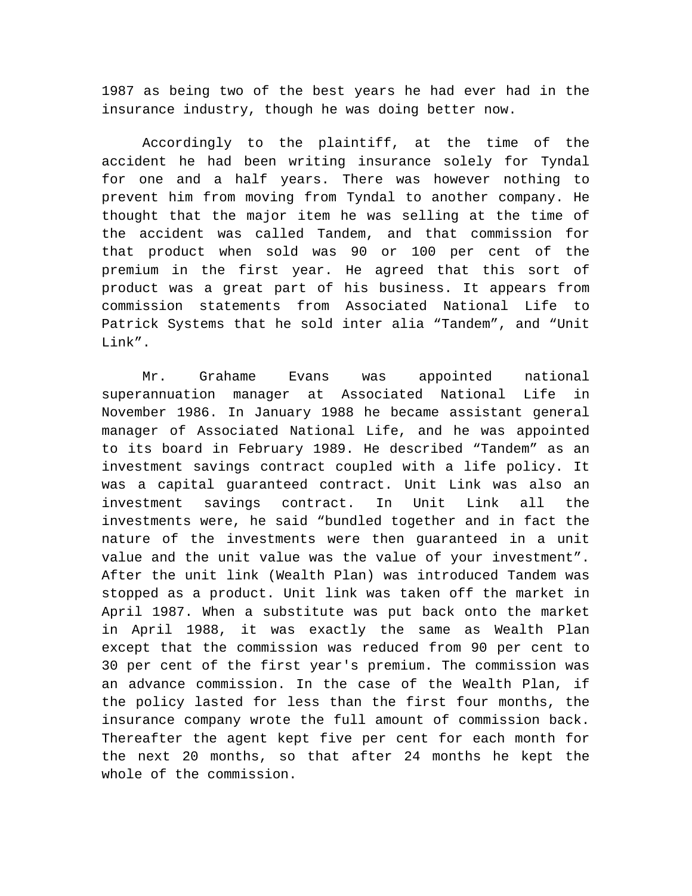1987 as being two of the best years he had ever had in the insurance industry, though he was doing better now.

Accordingly to the plaintiff, at the time of the accident he had been writing insurance solely for Tyndal for one and a half years. There was however nothing to prevent him from moving from Tyndal to another company. He thought that the major item he was selling at the time of the accident was called Tandem, and that commission for that product when sold was 90 or 100 per cent of the premium in the first year. He agreed that this sort of product was a great part of his business. It appears from commission statements from Associated National Life to Patrick Systems that he sold inter alia “Tandem”, and “Unit Link”.

Mr. Grahame Evans was appointed national superannuation manager at Associated National Life in November 1986. In January 1988 he became assistant general manager of Associated National Life, and he was appointed to its board in February 1989. He described “Tandem” as an investment savings contract coupled with a life policy. It was a capital guaranteed contract. Unit Link was also an investment savings contract. In Unit Link all the investments were, he said “bundled together and in fact the nature of the investments were then guaranteed in a unit value and the unit value was the value of your investment”. After the unit link (Wealth Plan) was introduced Tandem was stopped as a product. Unit link was taken off the market in April 1987. When a substitute was put back onto the market in April 1988, it was exactly the same as Wealth Plan except that the commission was reduced from 90 per cent to 30 per cent of the first year's premium. The commission was an advance commission. In the case of the Wealth Plan, if the policy lasted for less than the first four months, the insurance company wrote the full amount of commission back. Thereafter the agent kept five per cent for each month for the next 20 months, so that after 24 months he kept the whole of the commission.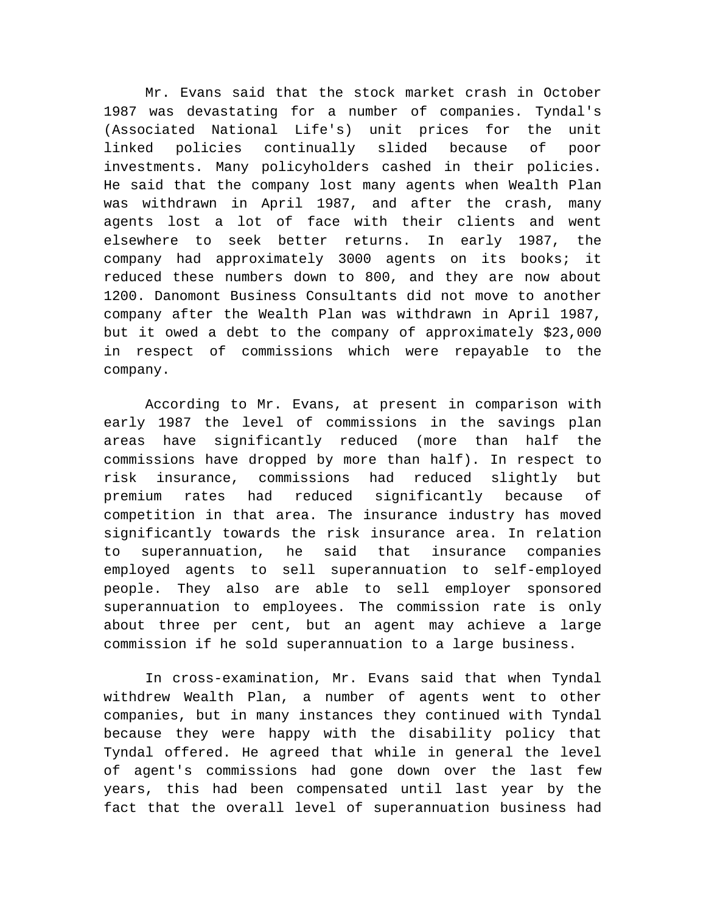Mr. Evans said that the stock market crash in October 1987 was devastating for a number of companies. Tyndal's (Associated National Life's) unit prices for the unit linked policies continually slided because of poor investments. Many policyholders cashed in their policies. He said that the company lost many agents when Wealth Plan was withdrawn in April 1987, and after the crash, many agents lost a lot of face with their clients and went elsewhere to seek better returns. In early 1987, the company had approximately 3000 agents on its books; it reduced these numbers down to 800, and they are now about 1200. Danomont Business Consultants did not move to another company after the Wealth Plan was withdrawn in April 1987, but it owed a debt to the company of approximately $23,000 in respect of commissions which were repayable to the company.

According to Mr. Evans, at present in comparison with early 1987 the level of commissions in the savings plan areas have significantly reduced (more than half the commissions have dropped by more than half). In respect to risk insurance, commissions had reduced slightly but premium rates had reduced significantly because of competition in that area. The insurance industry has moved significantly towards the risk insurance area. In relation to superannuation, he said that insurance companies employed agents to sell superannuation to self-employed people. They also are able to sell employer sponsored superannuation to employees. The commission rate is only about three per cent, but an agent may achieve a large commission if he sold superannuation to a large business.

In cross-examination, Mr. Evans said that when Tyndal withdrew Wealth Plan, a number of agents went to other companies, but in many instances they continued with Tyndal because they were happy with the disability policy that Tyndal offered. He agreed that while in general the level of agent's commissions had gone down over the last few years, this had been compensated until last year by the fact that the overall level of superannuation business had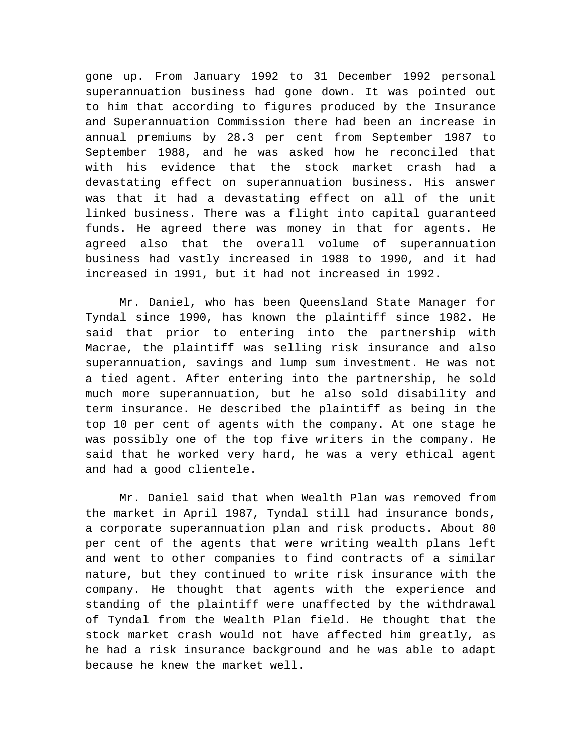gone up. From January 1992 to 31 December 1992 personal superannuation business had gone down. It was pointed out to him that according to figures produced by the Insurance and Superannuation Commission there had been an increase in annual premiums by 28.3 per cent from September 1987 to September 1988, and he was asked how he reconciled that with his evidence that the stock market crash had a devastating effect on superannuation business. His answer was that it had a devastating effect on all of the unit linked business. There was a flight into capital guaranteed funds. He agreed there was money in that for agents. He agreed also that the overall volume of superannuation business had vastly increased in 1988 to 1990, and it had increased in 1991, but it had not increased in 1992.

Mr. Daniel, who has been Queensland State Manager for Tyndal since 1990, has known the plaintiff since 1982. He said that prior to entering into the partnership with Macrae, the plaintiff was selling risk insurance and also superannuation, savings and lump sum investment. He was not a tied agent. After entering into the partnership, he sold much more superannuation, but he also sold disability and term insurance. He described the plaintiff as being in the top 10 per cent of agents with the company. At one stage he was possibly one of the top five writers in the company. He said that he worked very hard, he was a very ethical agent and had a good clientele.

Mr. Daniel said that when Wealth Plan was removed from the market in April 1987, Tyndal still had insurance bonds, a corporate superannuation plan and risk products. About 80 per cent of the agents that were writing wealth plans left and went to other companies to find contracts of a similar nature, but they continued to write risk insurance with the company. He thought that agents with the experience and standing of the plaintiff were unaffected by the withdrawal of Tyndal from the Wealth Plan field. He thought that the stock market crash would not have affected him greatly, as he had a risk insurance background and he was able to adapt because he knew the market well.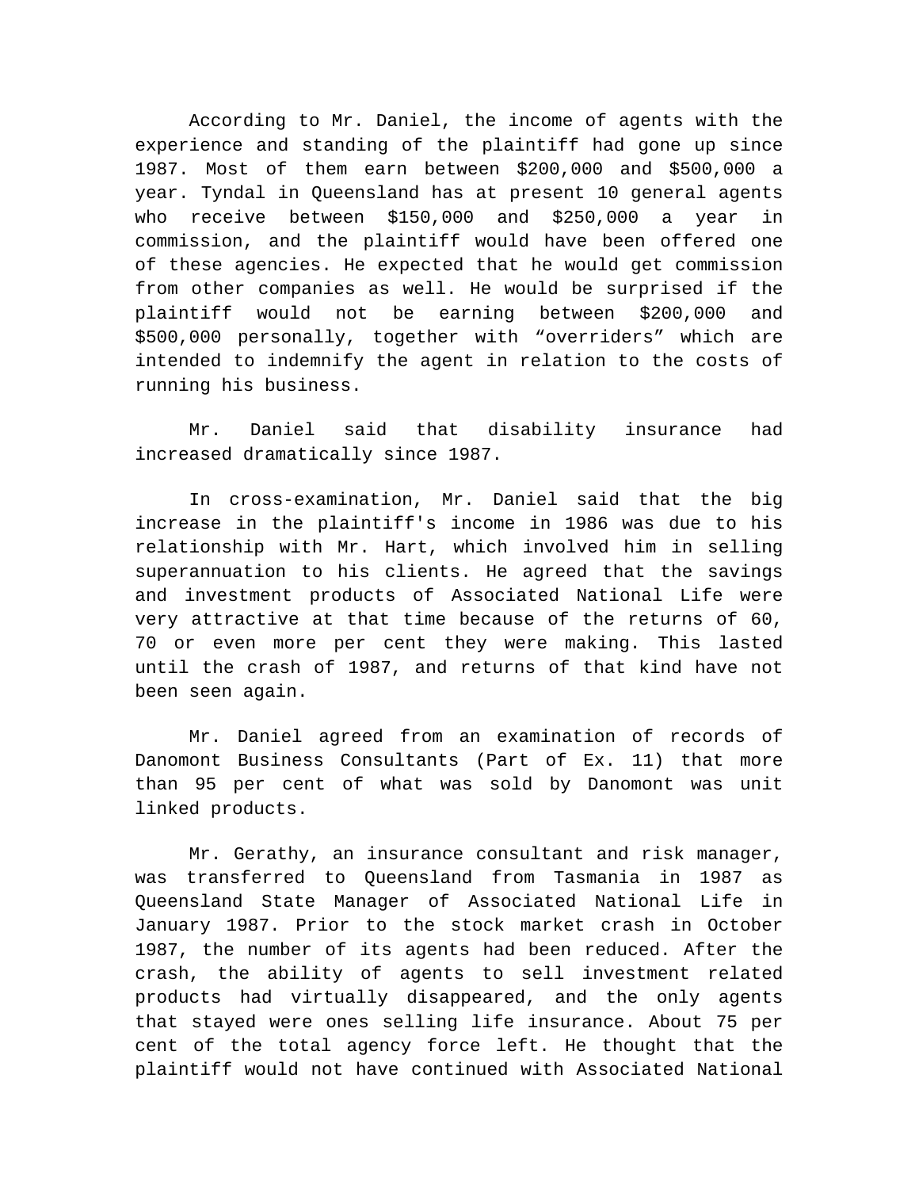According to Mr. Daniel, the income of agents with the experience and standing of the plaintiff had gone up since 1987. Most of them earn between $200,000 and $500,000 a year. Tyndal in Queensland has at present 10 general agents who receive between $150,000 and $250,000 a year in commission, and the plaintiff would have been offered one of these agencies. He expected that he would get commission from other companies as well. He would be surprised if the plaintiff would not be earning between $200,000 and $500,000 personally, together with “overriders” which are intended to indemnify the agent in relation to the costs of running his business.

Mr. Daniel said that disability insurance had increased dramatically since 1987.

In cross-examination, Mr. Daniel said that the big increase in the plaintiff's income in 1986 was due to his relationship with Mr. Hart, which involved him in selling superannuation to his clients. He agreed that the savings and investment products of Associated National Life were very attractive at that time because of the returns of 60, 70 or even more per cent they were making. This lasted until the crash of 1987, and returns of that kind have not been seen again.

Mr. Daniel agreed from an examination of records of Danomont Business Consultants (Part of Ex. 11) that more than 95 per cent of what was sold by Danomont was unit linked products.

Mr. Gerathy, an insurance consultant and risk manager, was transferred to Queensland from Tasmania in 1987 as Queensland State Manager of Associated National Life in January 1987. Prior to the stock market crash in October 1987, the number of its agents had been reduced. After the crash, the ability of agents to sell investment related products had virtually disappeared, and the only agents that stayed were ones selling life insurance. About 75 per cent of the total agency force left. He thought that the plaintiff would not have continued with Associated National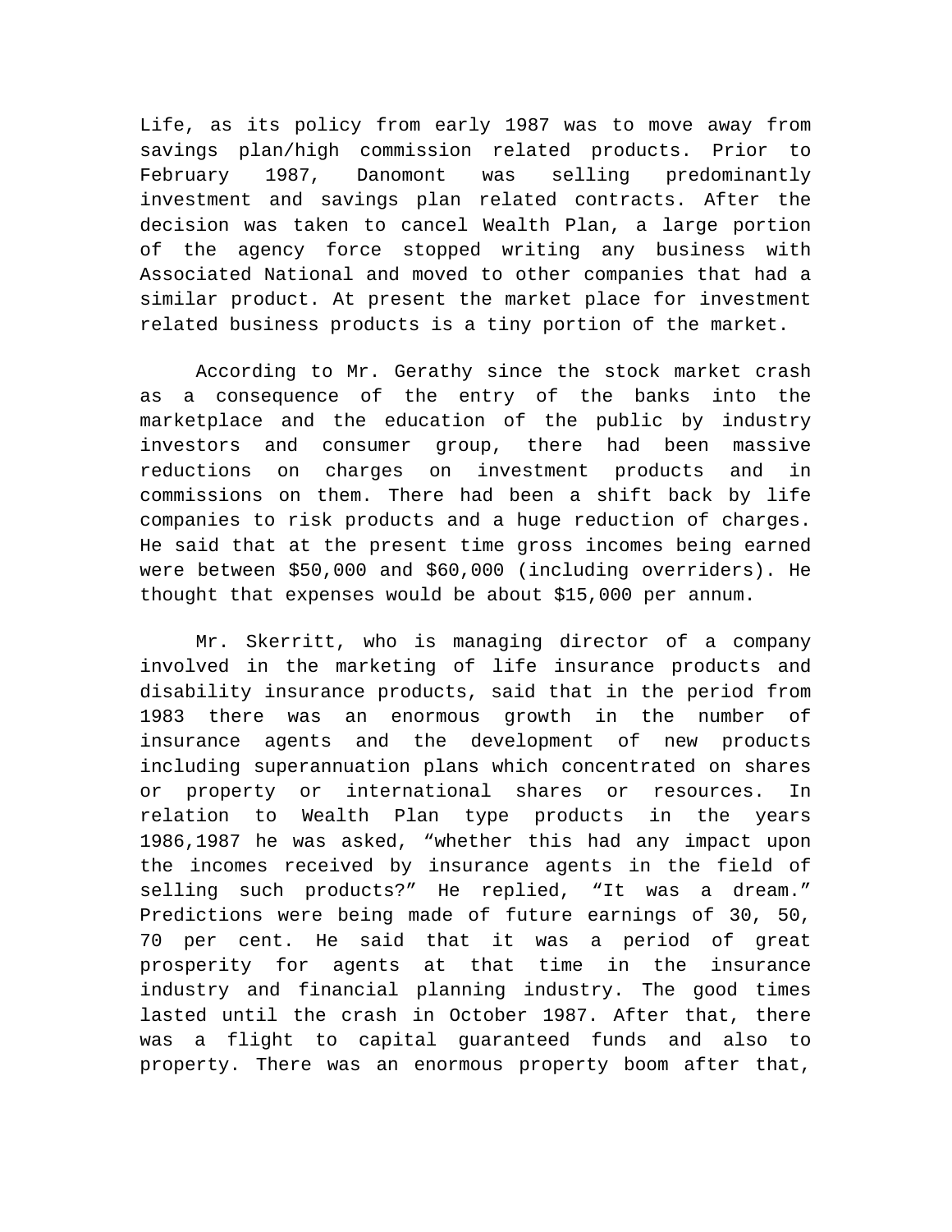Life, as its policy from early 1987 was to move away from savings plan/high commission related products. Prior to February 1987, Danomont was selling predominantly investment and savings plan related contracts. After the decision was taken to cancel Wealth Plan, a large portion of the agency force stopped writing any business with Associated National and moved to other companies that had a similar product. At present the market place for investment related business products is a tiny portion of the market.

According to Mr. Gerathy since the stock market crash as a consequence of the entry of the banks into the marketplace and the education of the public by industry investors and consumer group, there had been massive reductions on charges on investment products and in commissions on them. There had been a shift back by life companies to risk products and a huge reduction of charges. He said that at the present time gross incomes being earned were between $50,000 and $60,000 (including overriders). He thought that expenses would be about $15,000 per annum.

Mr. Skerritt, who is managing director of a company involved in the marketing of life insurance products and disability insurance products, said that in the period from 1983 there was an enormous growth in the number of insurance agents and the development of new products including superannuation plans which concentrated on shares or property or international shares or resources. In relation to Wealth Plan type products in the years 1986,1987 he was asked, “whether this had any impact upon the incomes received by insurance agents in the field of selling such products?” He replied, “It was a dream.” Predictions were being made of future earnings of 30, 50, 70 per cent. He said that it was a period of great prosperity for agents at that time in the insurance industry and financial planning industry. The good times lasted until the crash in October 1987. After that, there was a flight to capital guaranteed funds and also to property. There was an enormous property boom after that,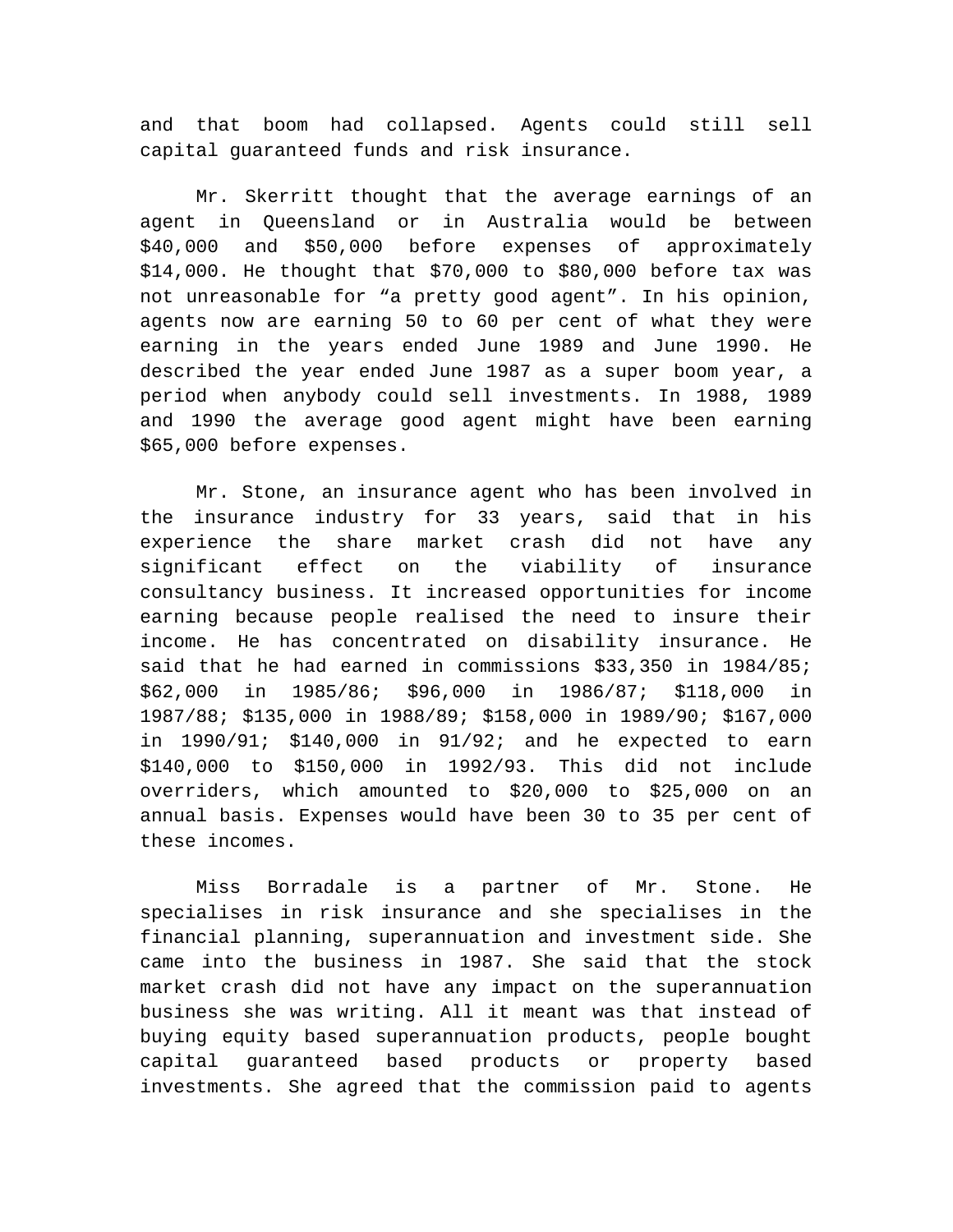and that boom had collapsed. Agents could still sell capital guaranteed funds and risk insurance.

Mr. Skerritt thought that the average earnings of an agent in Queensland or in Australia would be between $40,000 and $50,000 before expenses of approximately $14,000. He thought that $70,000 to $80,000 before tax was not unreasonable for "a pretty good agent". In his opinion, agents now are earning 50 to 60 per cent of what they were earning in the years ended June 1989 and June 1990. He described the year ended June 1987 as a super boom year, a period when anybody could sell investments. In 1988, 1989 and 1990 the average good agent might have been earning $65,000 before expenses.

Mr. Stone, an insurance agent who has been involved in the insurance industry for 33 years, said that in his experience the share market crash did not have any significant effect on the viability of insurance consultancy business. It increased opportunities for income earning because people realised the need to insure their income. He has concentrated on disability insurance. He said that he had earned in commissions $33,350 in 1984/85; $62,000 in 1985/86; $96,000 in 1986/87; $118,000 in 1987/88; $135,000 in 1988/89; $158,000 in 1989/90; $167,000 in 1990/91; $140,000 in 91/92; and he expected to earn $140,000 to $150,000 in 1992/93. This did not include overriders, which amounted to $20,000 to $25,000 on an annual basis. Expenses would have been 30 to 35 per cent of these incomes.

Miss Borradale is a partner of Mr. Stone. He specialises in risk insurance and she specialises in the financial planning, superannuation and investment side. She came into the business in 1987. She said that the stock market crash did not have any impact on the superannuation business she was writing. All it meant was that instead of buying equity based superannuation products, people bought capital guaranteed based products or property based investments. She agreed that the commission paid to agents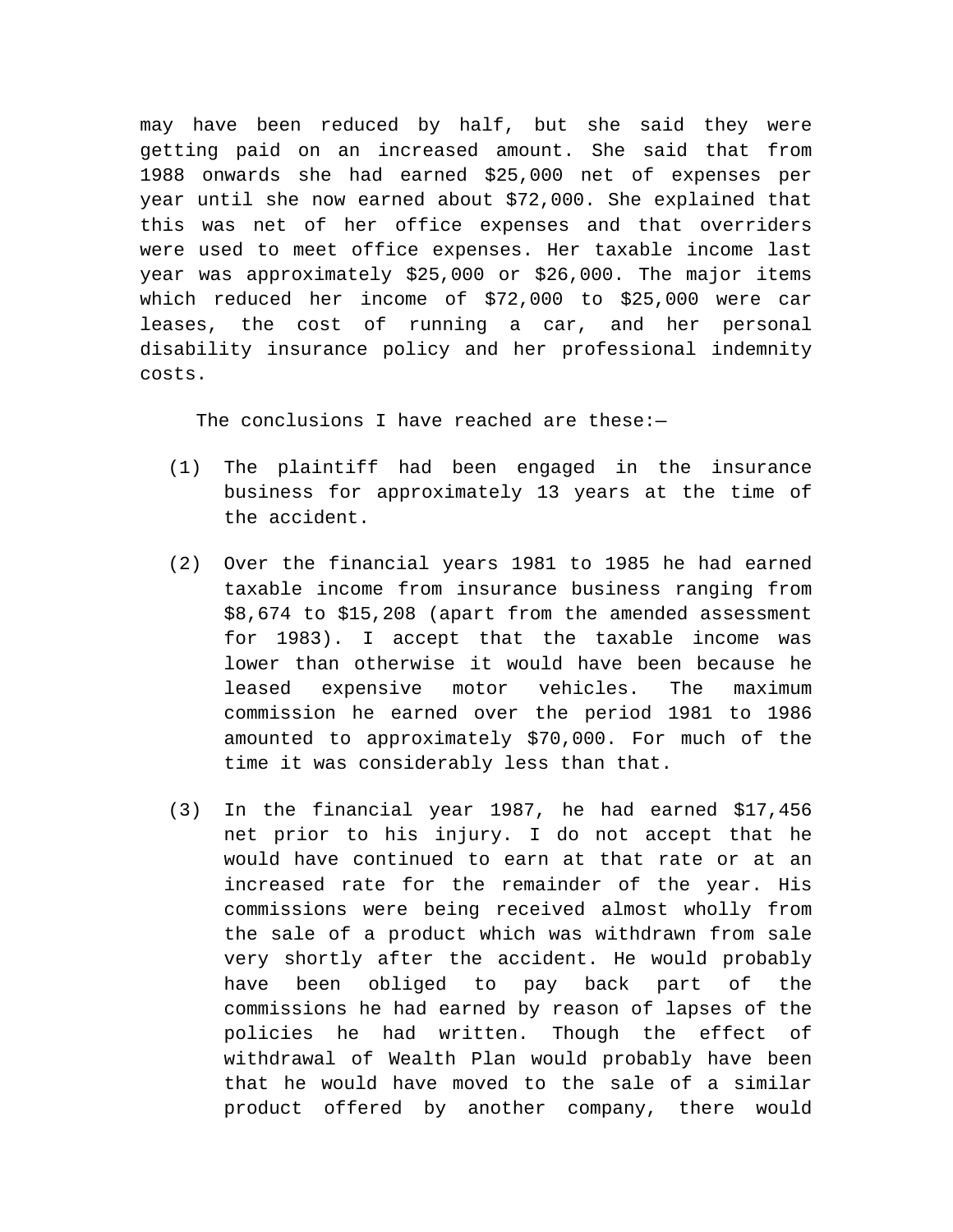may have been reduced by half, but she said they were getting paid on an increased amount. She said that from 1988 onwards she had earned $25,000 net of expenses per year until she now earned about $72,000. She explained that this was net of her office expenses and that overriders were used to meet office expenses. Her taxable income last year was approximately $25,000 or $26,000. The major items which reduced her income of $72,000 to $25,000 were car leases, the cost of running a car, and her personal disability insurance policy and her professional indemnity costs.

The conclusions I have reached are these:—

(1) The plaintiff had been engaged in the insurance business for approximately 13 years at the time of the accident.

(2) Over the financial years 1981 to 1985 he had earned taxable income from insurance business ranging from $8,674 to $15,208 (apart from the amended assessment for 1983). I accept that the taxable income was lower than otherwise it would have been because he leased expensive motor vehicles. The maximum commission he earned over the period 1981 to 1986 amounted to approximately $70,000. For much of the time it was considerably less than that.

(3) In the financial year 1987, he had earned $17,456 net prior to his injury. I do not accept that he would have continued to earn at that rate or at an increased rate for the remainder of the year. His commissions were being received almost wholly from the sale of a product which was withdrawn from sale very shortly after the accident. He would probably have been obliged to pay back part of the commissions he had earned by reason of lapses of the policies he had written. Though the effect of withdrawal of Wealth Plan would probably have been that he would have moved to the sale of a similar product offered by another company, there would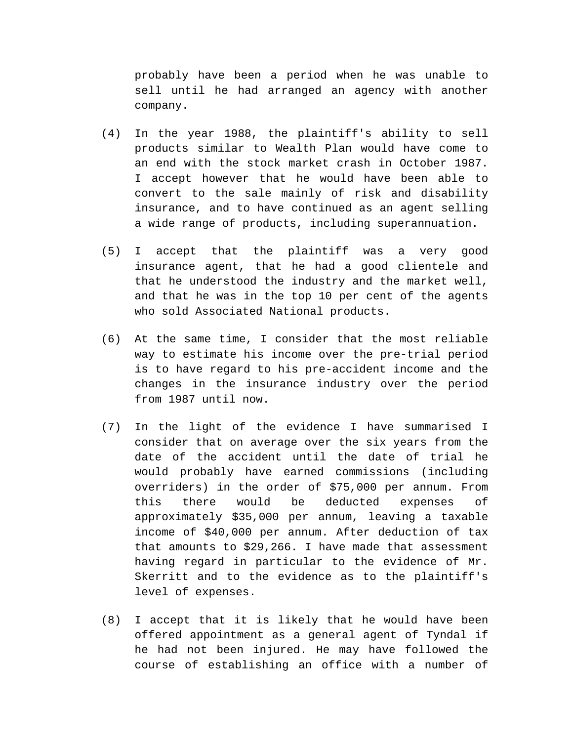probably have been a period when he was unable to sell until he had arranged an agency with another company.

(4) In the year 1988, the plaintiff's ability to sell products similar to Wealth Plan would have come to an end with the stock market crash in October 1987. I accept however that he would have been able to convert to the sale mainly of risk and disability insurance, and to have continued as an agent selling a wide range of products, including superannuation.

(5) I accept that the plaintiff was a very good insurance agent, that he had a good clientele and that he understood the industry and the market well, and that he was in the top 10 per cent of the agents who sold Associated National products.

(6) At the same time, I consider that the most reliable way to estimate his income over the pre-trial period is to have regard to his pre-accident income and the changes in the insurance industry over the period from 1987 until now.

(7) In the light of the evidence I have summarised I consider that on average over the six years from the date of the accident until the date of trial he would probably have earned commissions (including overriders) in the order of $75,000 per annum. From this there would be deducted expenses of approximately $35,000 per annum, leaving a taxable income of $40,000 per annum. After deduction of tax that amounts to $29,266. I have made that assessment having regard in particular to the evidence of Mr. Skerritt and to the evidence as to the plaintiff's level of expenses.

(8) I accept that it is likely that he would have been offered appointment as a general agent of Tyndal if he had not been injured. He may have followed the course of establishing an office with a number of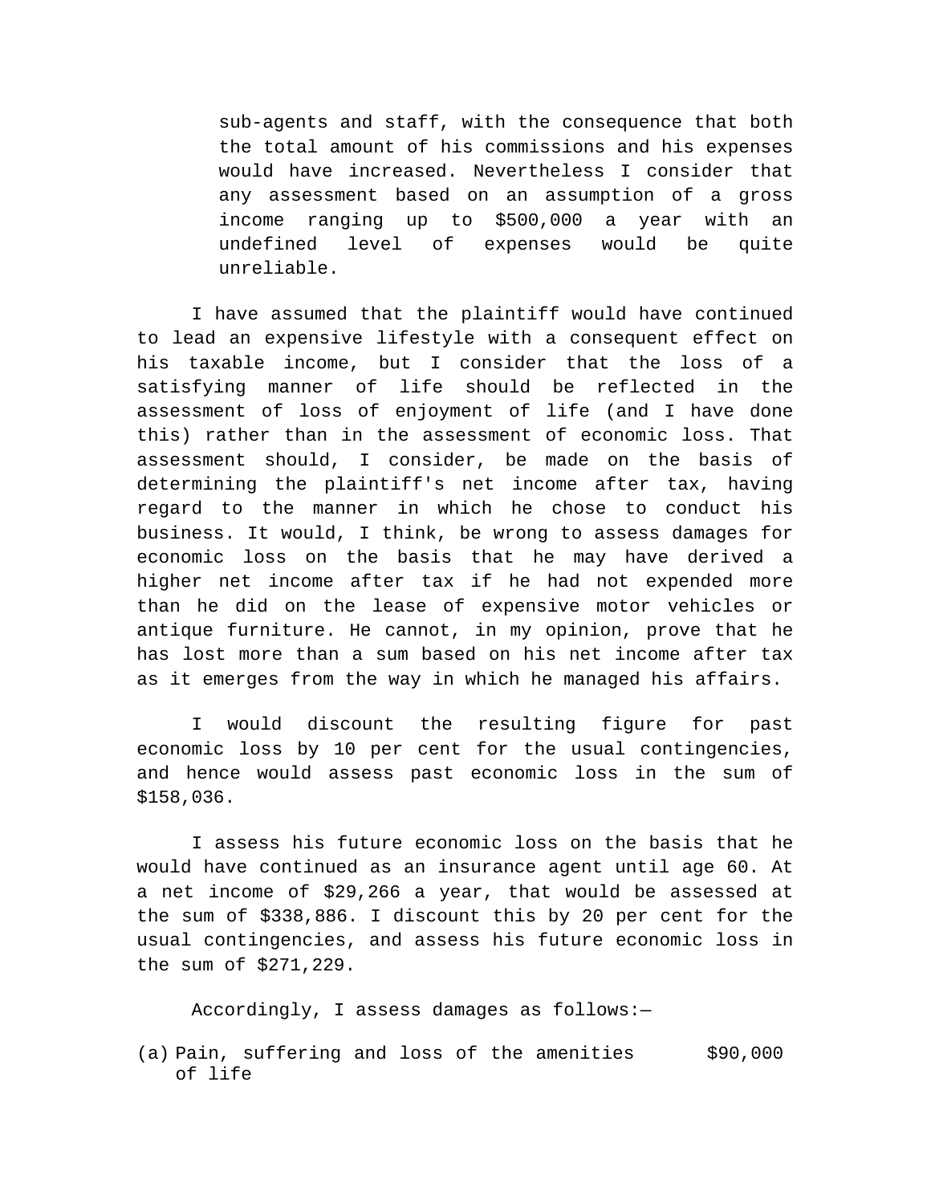> sub-agents and staff, with the consequence that both the total amount of his commissions and his expenses would have increased. Nevertheless I consider that any assessment based on an assumption of a gross income ranging up to $500,000 a year with an undefined level of expenses would be quite unreliable.

I have assumed that the plaintiff would have continued to lead an expensive lifestyle with a consequent effect on his taxable income, but I consider that the loss of a satisfying manner of life should be reflected in the assessment of loss of enjoyment of life (and I have done this) rather than in the assessment of economic loss. That assessment should, I consider, be made on the basis of determining the plaintiff's net income after tax, having regard to the manner in which he chose to conduct his business. It would, I think, be wrong to assess damages for economic loss on the basis that he may have derived a higher net income after tax if he had not expended more than he did on the lease of expensive motor vehicles or antique furniture. He cannot, in my opinion, prove that he has lost more than a sum based on his net income after tax as it emerges from the way in which he managed his affairs.

I would discount the resulting figure for past economic loss by 10 per cent for the usual contingencies, and hence would assess past economic loss in the sum of $158,036.

I assess his future economic loss on the basis that he would have continued as an insurance agent until age 60. At a net income of $29,266 a year, that would be assessed at the sum of $338,886. I discount this by 20 per cent for the usual contingencies, and assess his future economic loss in the sum of $271,229.

Accordingly, I assess damages as follows:—

(a) Pain, suffering and loss of the amenities of life $90,000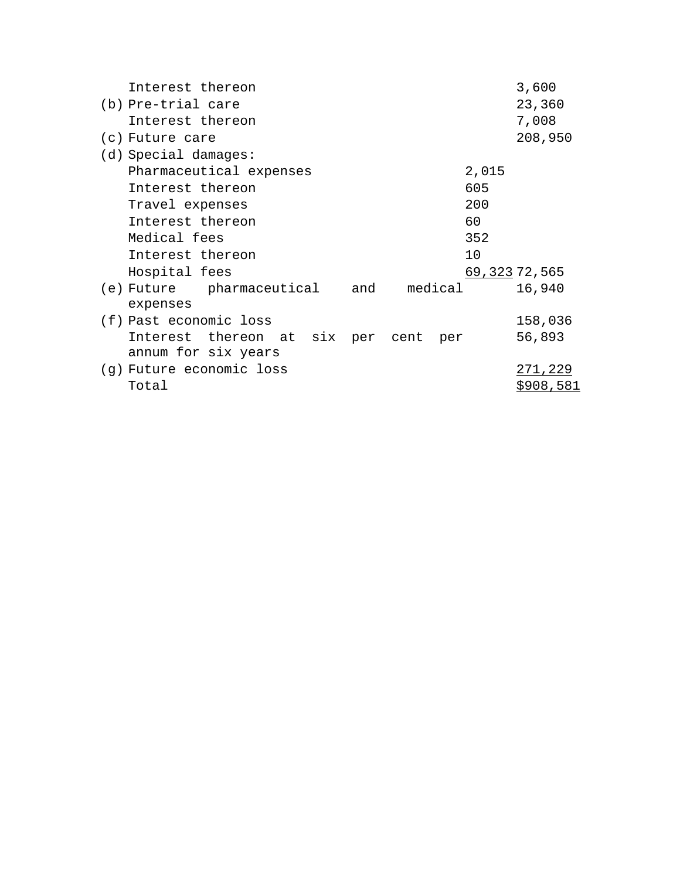| | | | |
|---|---|---|---|
| | Interest thereon | | 3,600 |
| (b) | Pre-trial care | | 23,360 |
| | Interest thereon | | 7,008 |
| (c) | Future care | | 208,950 |
| (d) | Special damages: | | |
| | Pharmaceutical expenses | 2,015 | |
| | Interest thereon | 605 | |
| | Travel expenses | 200 | |
| | Interest thereon | 60 | |
| | Medical fees | 352 | |
| | Interest thereon | 10 | |
| | Hospital fees | 69,323 | 72,565 |
| (e) | Future pharmaceutical and medical expenses | | 16,940 |
| (f) | Past economic loss | | 158,036 |
| | Interest thereon at six per cent per annum for six years | | 56,893 |
| (g) | Future economic loss | | 271,229 |
| | Total | | $908,581 |